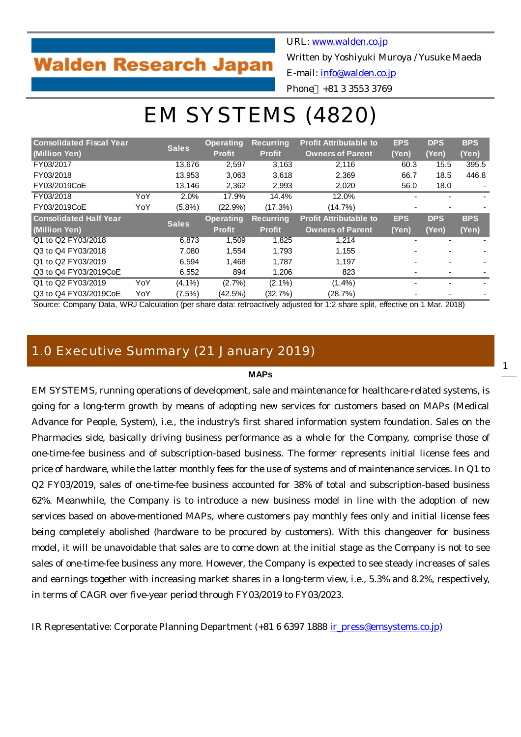Walden Research Japan

URL: www.walden.co.jp
Written by Yoshiyuki Muroya / Yusuke Maeda
E-mail: info@walden.co.jp
Phone +81 3 3553 3769

# EM SYSTEMS (4820)

| Consolidated Fiscal Year (Million Yen) | | Sales | Operating Profit | Recurring Profit | Profit Attributable to Owners of Parent | EPS (Yen) | DPS (Yen) | BPS (Yen) |
|---|---|---|---|---|---|---|---|---|
| FY03/2017 | | 13,676 | 2,597 | 3,163 | 2,116 | 60.3 | 15.5 | 395.5 |
| FY03/2018 | | 13,953 | 3,063 | 3,618 | 2,369 | 66.7 | 18.5 | 446.8 |
| FY03/2019CoE | | 13,146 | 2,362 | 2,993 | 2,020 | 56.0 | 18.0 | - |
| FY03/2018 | YoY | 2.0% | 17.9% | 14.4% | 12.0% | - | - | - |
| FY03/2019CoE | YoY | (5.8%) | (22.9%) | (17.3%) | (14.7%) | - | - | - |
| **Consolidated Half Year (Million Yen)** | | **Sales** | **Operating Profit** | **Recurring Profit** | **Profit Attributable to Owners of Parent** | **EPS (Yen)** | **DPS (Yen)** | **BPS (Yen)** |
| Q1 to Q2 FY03/2018 | | 6,873 | 1,509 | 1,825 | 1,214 | - | - | - |
| Q3 to Q4 FY03/2018 | | 7,080 | 1,554 | 1,793 | 1,155 | - | - | - |
| Q1 to Q2 FY03/2019 | | 6,594 | 1,468 | 1,787 | 1,197 | - | - | - |
| Q3 to Q4 FY03/2019CoE | | 6,552 | 894 | 1,206 | 823 | - | - | - |
| Q1 to Q2 FY03/2019 | YoY | (4.1%) | (2.7%) | (2.1%) | (1.4%) | - | - | - |
| Q3 to Q4 FY03/2019CoE | YoY | (7.5%) | (42.5%) | (32.7%) | (28.7%) | - | - | - |

Source: Company Data, WRJ Calculation (per share data: retroactively adjusted for 1:2 share split, effective on 1 Mar. 2018)

## 1.0 Executive Summary (21 January 2019)

**MAPs**

EM SYSTEMS, running operations of development, sale and maintenance for healthcare-related systems, is going for a long-term growth by means of adopting new services for customers based on MAPs (Medical Advance for People, System), i.e., the industry's first shared information system foundation. Sales on the Pharmacies side, basically driving business performance as a whole for the Company, comprise those of one-time-fee business and of subscription-based business. The former represents initial license fees and price of hardware, while the latter monthly fees for the use of systems and of maintenance services. In Q1 to Q2 FY03/2019, sales of one-time-fee business accounted for 38% of total and subscription-based business 62%. Meanwhile, the Company is to introduce a new business model in line with the adoption of new services based on above-mentioned MAPs, where customers pay monthly fees only and initial license fees being completely abolished (hardware to be procured by customers). With this changeover for business model, it will be unavoidable that sales are to come down at the initial stage as the Company is not to see sales of one-time-fee business any more. However, the Company is expected to see steady increases of sales and earnings together with increasing market shares in a long-term view, i.e., 5.3% and 8.2%, respectively, in terms of CAGR over five-year period through FY03/2019 to FY03/2023.

IR Representative: Corporate Planning Department (+81 6 6397 1888 ir_press@emsystems.co.jp)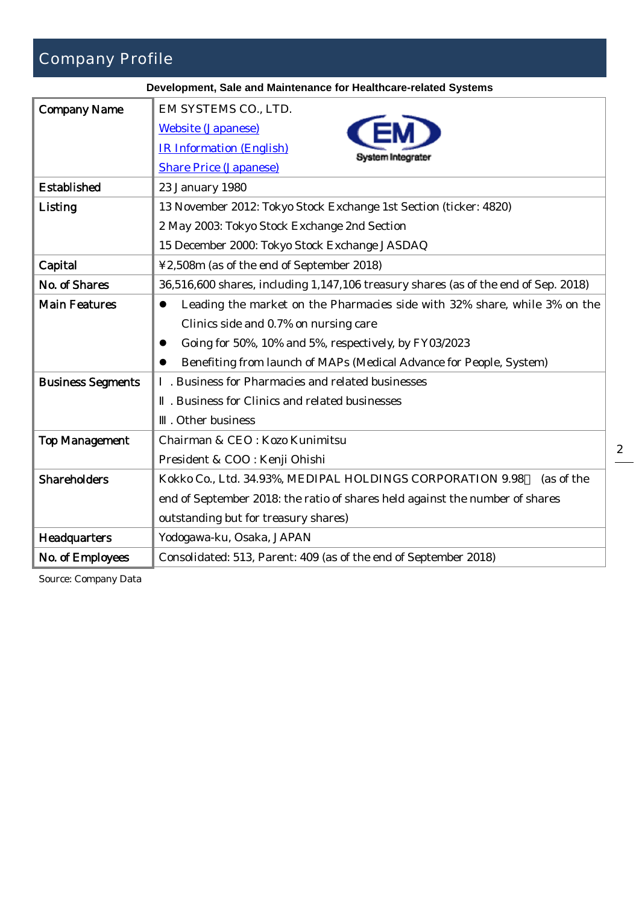# Company Profile

**Development, Sale and Maintenance for Healthcare-related Systems**

| | |
|---|---|
| Company Name | EM SYSTEMS CO., LTD.<br>Website (Japanese)<br>IR Information (English)<br>Share Price (Japanese) |
| Established | 23 January 1980 |
| Listing | 13 November 2012: Tokyo Stock Exchange 1st Section (ticker: 4820)<br>2 May 2003: Tokyo Stock Exchange 2nd Section<br>15 December 2000: Tokyo Stock Exchange JASDAQ |
| Capital | ¥2,508m (as of the end of September 2018) |
| No. of Shares | 36,516,600 shares, including 1,147,106 treasury shares (as of the end of Sep. 2018) |
| Main Features | ● Leading the market on the Pharmacies side with 32% share, while 3% on the Clinics side and 0.7% on nursing care<br>● Going for 50%, 10% and 5%, respectively, by FY03/2023<br>● Benefiting from launch of MAPs (Medical Advance for People, System) |
| Business Segments | Ⅰ. Business for Pharmacies and related businesses<br>Ⅱ. Business for Clinics and related businesses<br>Ⅲ. Other business |
| Top Management | Chairman & CEO : Kozo Kunimitsu<br>President & COO : Kenji Ohishi |
| Shareholders | Kokko Co., Ltd. 34.93%, MEDIPAL HOLDINGS CORPORATION 9.98％ (as of the end of September 2018: the ratio of shares held against the number of shares outstanding but for treasury shares) |
| Headquarters | Yodogawa-ku, Osaka, JAPAN |
| No. of Employees | Consolidated: 513, Parent: 409 (as of the end of September 2018) |

Source: Company Data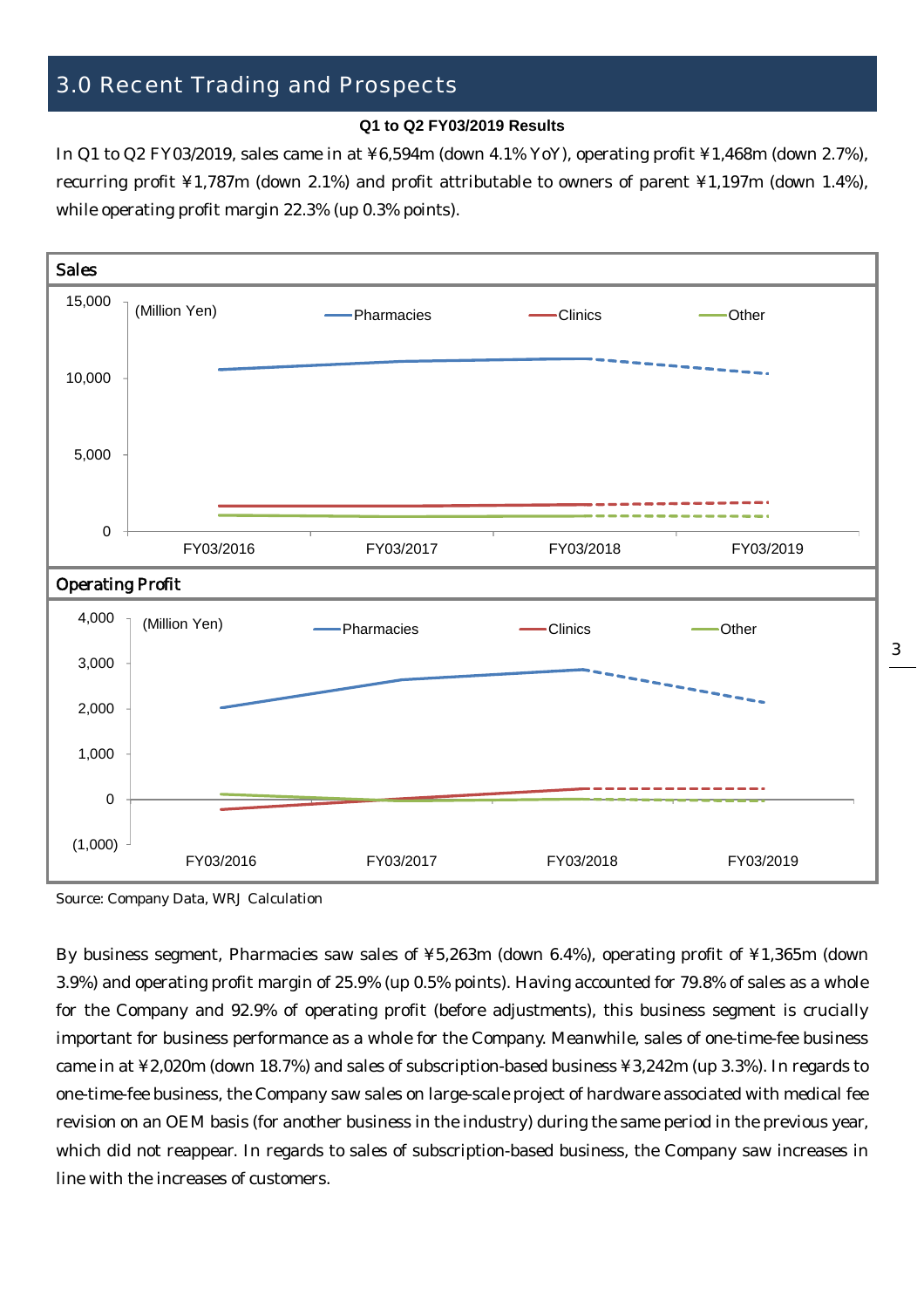## 3.0 Recent Trading and Prospects

**Q1 to Q2 FY03/2019 Results**

In Q1 to Q2 FY03/2019, sales came in at ¥6,594m (down 4.1% YoY), operating profit ¥1,468m (down 2.7%), recurring profit ¥1,787m (down 2.1%) and profit attributable to owners of parent ¥1,197m (down 1.4%), while operating profit margin 22.3% (up 0.3% points).

**Sales**

(Million Yen)

Legend: Pharmacies, Clinics, Other

Y-axis: 0, 5,000, 10,000, 15,000

X-axis: FY03/2016, FY03/2017, FY03/2018, FY03/2019

**Operating Profit**

(Million Yen)

Legend: Pharmacies, Clinics, Other

Y-axis: (1,000), 0, 1,000, 2,000, 3,000, 4,000

X-axis: FY03/2016, FY03/2017, FY03/2018, FY03/2019

Source: Company Data, WRJ Calculation

By business segment, Pharmacies saw sales of ¥5,263m (down 6.4%), operating profit of ¥1,365m (down 3.9%) and operating profit margin of 25.9% (up 0.5% points). Having accounted for 79.8% of sales as a whole for the Company and 92.9% of operating profit (before adjustments), this business segment is crucially important for business performance as a whole for the Company. Meanwhile, sales of one-time-fee business came in at ¥2,020m (down 18.7%) and sales of subscription-based business ¥3,242m (up 3.3%). In regards to one-time-fee business, the Company saw sales on large-scale project of hardware associated with medical fee revision on an OEM basis (for another business in the industry) during the same period in the previous year, which did not reappear. In regards to sales of subscription-based business, the Company saw increases in line with the increases of customers.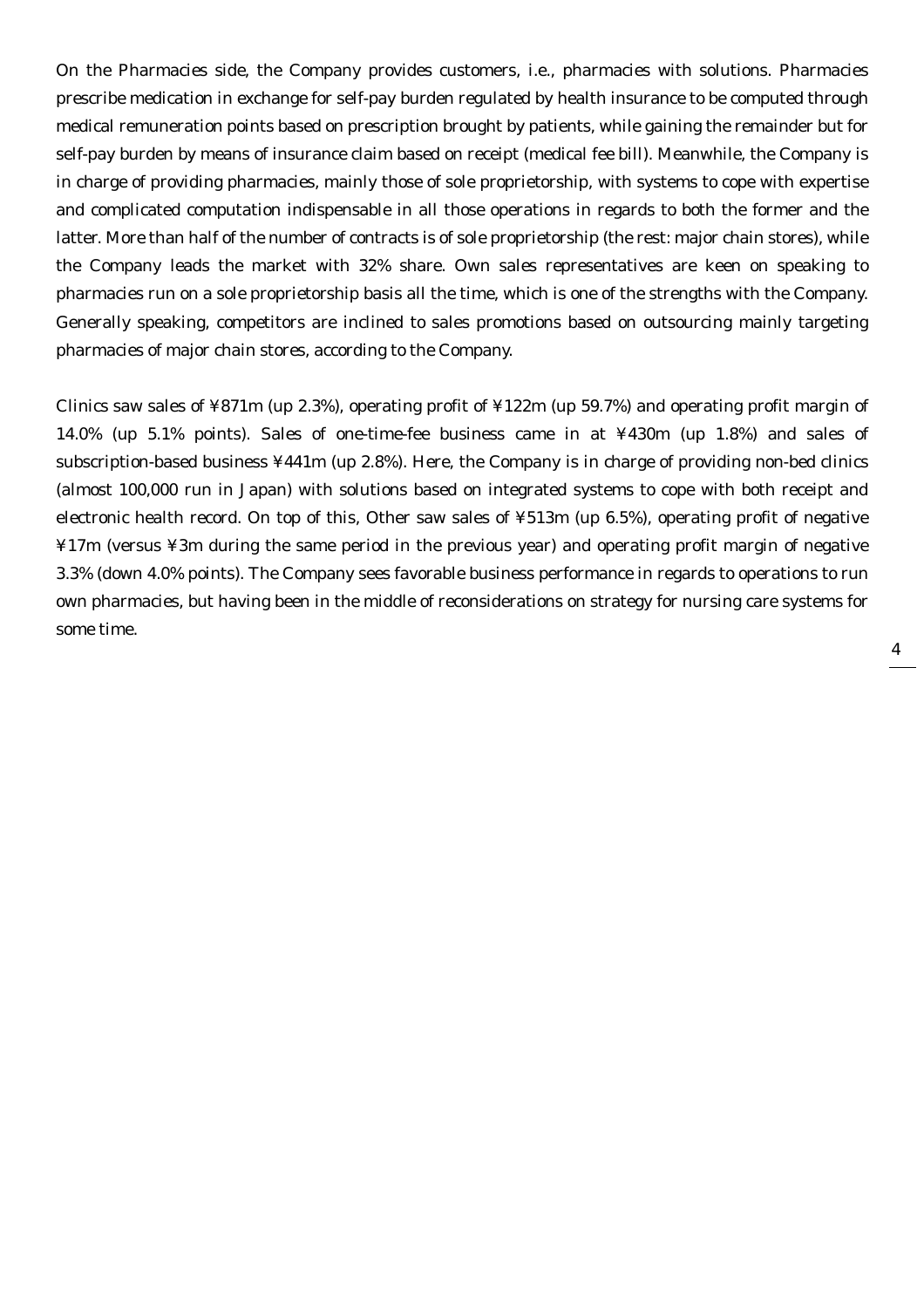On the Pharmacies side, the Company provides customers, i.e., pharmacies with solutions. Pharmacies prescribe medication in exchange for self-pay burden regulated by health insurance to be computed through medical remuneration points based on prescription brought by patients, while gaining the remainder but for self-pay burden by means of insurance claim based on receipt (medical fee bill). Meanwhile, the Company is in charge of providing pharmacies, mainly those of sole proprietorship, with systems to cope with expertise and complicated computation indispensable in all those operations in regards to both the former and the latter. More than half of the number of contracts is of sole proprietorship (the rest: major chain stores), while the Company leads the market with 32% share. Own sales representatives are keen on speaking to pharmacies run on a sole proprietorship basis all the time, which is one of the strengths with the Company. Generally speaking, competitors are inclined to sales promotions based on outsourcing mainly targeting pharmacies of major chain stores, according to the Company.

Clinics saw sales of ¥871m (up 2.3%), operating profit of ¥122m (up 59.7%) and operating profit margin of 14.0% (up 5.1% points). Sales of one-time-fee business came in at ¥430m (up 1.8%) and sales of subscription-based business ¥441m (up 2.8%). Here, the Company is in charge of providing non-bed clinics (almost 100,000 run in Japan) with solutions based on integrated systems to cope with both receipt and electronic health record. On top of this, Other saw sales of ¥513m (up 6.5%), operating profit of negative ¥17m (versus ¥3m during the same period in the previous year) and operating profit margin of negative 3.3% (down 4.0% points). The Company sees favorable business performance in regards to operations to run own pharmacies, but having been in the middle of reconsiderations on strategy for nursing care systems for some time.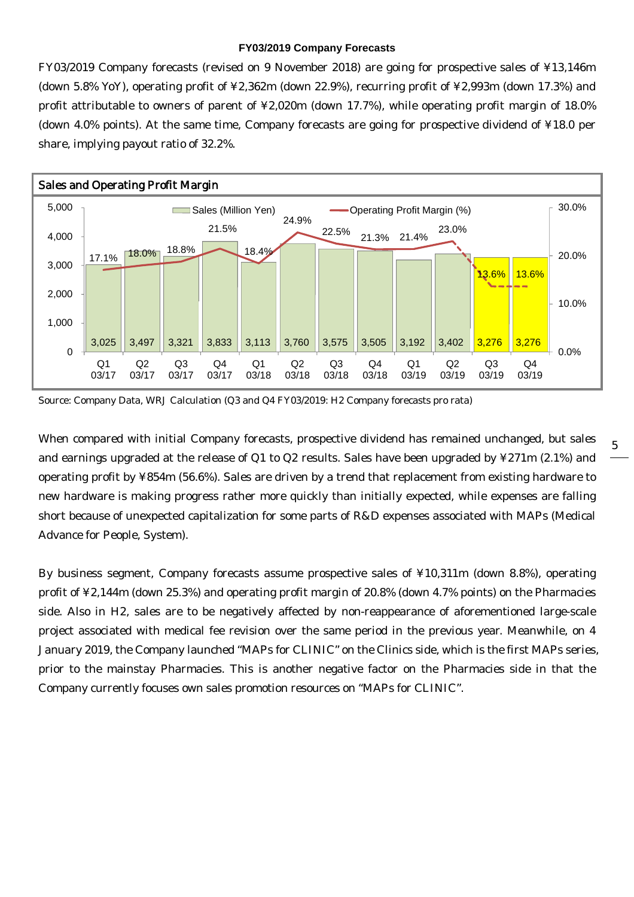### FY03/2019 Company Forecasts

FY03/2019 Company forecasts (revised on 9 November 2018) are going for prospective sales of ¥13,146m (down 5.8% YoY), operating profit of ¥2,362m (down 22.9%), recurring profit of ¥2,993m (down 17.3%) and profit attributable to owners of parent of ¥2,020m (down 17.7%), while operating profit margin of 18.0% (down 4.0% points). At the same time, Company forecasts are going for prospective dividend of ¥18.0 per share, implying payout ratio of 32.2%.

**Sales and Operating Profit Margin**

| | Q1 03/17 | Q2 03/17 | Q3 03/17 | Q4 03/17 | Q1 03/18 | Q2 03/18 | Q3 03/18 | Q4 03/18 | Q1 03/19 | Q2 03/19 | Q3 03/19 | Q4 03/19 |
|---|---|---|---|---|---|---|---|---|---|---|---|---|
| Sales (Million Yen) | 3,025 | 3,497 | 3,321 | 3,833 | 3,113 | 3,760 | 3,575 | 3,505 | 3,192 | 3,402 | 3,276 | 3,276 |
| Operating Profit Margin (%) | 17.1% | 18.0% | 18.8% | 21.5% | 18.4% | 24.9% | 22.5% | 21.3% | 21.4% | 23.0% | 13.6% | 13.6% |

Source: Company Data, WRJ Calculation (Q3 and Q4 FY03/2019: H2 Company forecasts pro rata)

When compared with initial Company forecasts, prospective dividend has remained unchanged, but sales and earnings upgraded at the release of Q1 to Q2 results. Sales have been upgraded by ¥271m (2.1%) and operating profit by ¥854m (56.6%). Sales are driven by a trend that replacement from existing hardware to new hardware is making progress rather more quickly than initially expected, while expenses are falling short because of unexpected capitalization for some parts of R&D expenses associated with MAPs (Medical Advance for People, System).

By business segment, Company forecasts assume prospective sales of ¥10,311m (down 8.8%), operating profit of ¥2,144m (down 25.3%) and operating profit margin of 20.8% (down 4.7% points) on the Pharmacies side. Also in H2, sales are to be negatively affected by non-reappearance of aforementioned large-scale project associated with medical fee revision over the same period in the previous year. Meanwhile, on 4 January 2019, the Company launched "MAPs for CLINIC" on the Clinics side, which is the first MAPs series, prior to the mainstay Pharmacies. This is another negative factor on the Pharmacies side in that the Company currently focuses own sales promotion resources on "MAPs for CLINIC".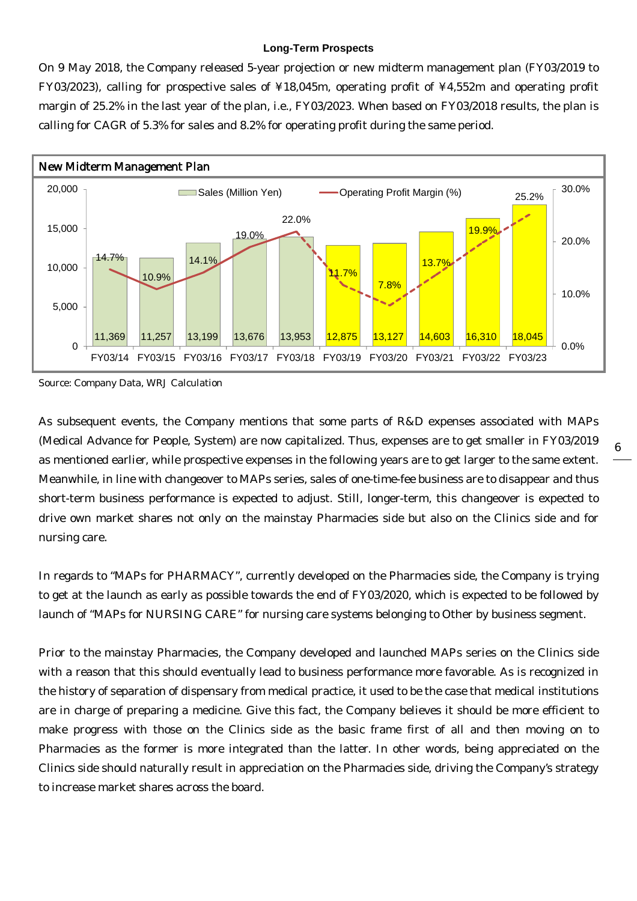### Long-Term Prospects

On 9 May 2018, the Company released 5-year projection or new midterm management plan (FY03/2019 to FY03/2023), calling for prospective sales of ¥18,045m, operating profit of ¥4,552m and operating profit margin of 25.2% in the last year of the plan, i.e., FY03/2023. When based on FY03/2018 results, the plan is calling for CAGR of 5.3% for sales and 8.2% for operating profit during the same period.

**New Midterm Management Plan**

| | FY03/14 | FY03/15 | FY03/16 | FY03/17 | FY03/18 | FY03/19 | FY03/20 | FY03/21 | FY03/22 | FY03/23 |
|---|---|---|---|---|---|---|---|---|---|---|
| Sales (Million Yen) | 11,369 | 11,257 | 13,199 | 13,676 | 13,953 | 12,875 | 13,127 | 14,603 | 16,310 | 18,045 |
| Operating Profit Margin (%) | 14.7% | 10.9% | 14.1% | 19.0% | 22.0% | 11.7% | 7.8% | 13.7% | 19.9% | 25.2% |

Source: Company Data, WRJ Calculation

As subsequent events, the Company mentions that some parts of R&D expenses associated with MAPs (Medical Advance for People, System) are now capitalized. Thus, expenses are to get smaller in FY03/2019 as mentioned earlier, while prospective expenses in the following years are to get larger to the same extent. Meanwhile, in line with changeover to MAPs series, sales of one-time-fee business are to disappear and thus short-term business performance is expected to adjust. Still, longer-term, this changeover is expected to drive own market shares not only on the mainstay Pharmacies side but also on the Clinics side and for nursing care.

In regards to "MAPs for PHARMACY", currently developed on the Pharmacies side, the Company is trying to get at the launch as early as possible towards the end of FY03/2020, which is expected to be followed by launch of "MAPs for NURSING CARE" for nursing care systems belonging to Other by business segment.

Prior to the mainstay Pharmacies, the Company developed and launched MAPs series on the Clinics side with a reason that this should eventually lead to business performance more favorable. As is recognized in the history of separation of dispensary from medical practice, it used to be the case that medical institutions are in charge of preparing a medicine. Give this fact, the Company believes it should be more efficient to make progress with those on the Clinics side as the basic frame first of all and then moving on to Pharmacies as the former is more integrated than the latter. In other words, being appreciated on the Clinics side should naturally result in appreciation on the Pharmacies side, driving the Company's strategy to increase market shares across the board.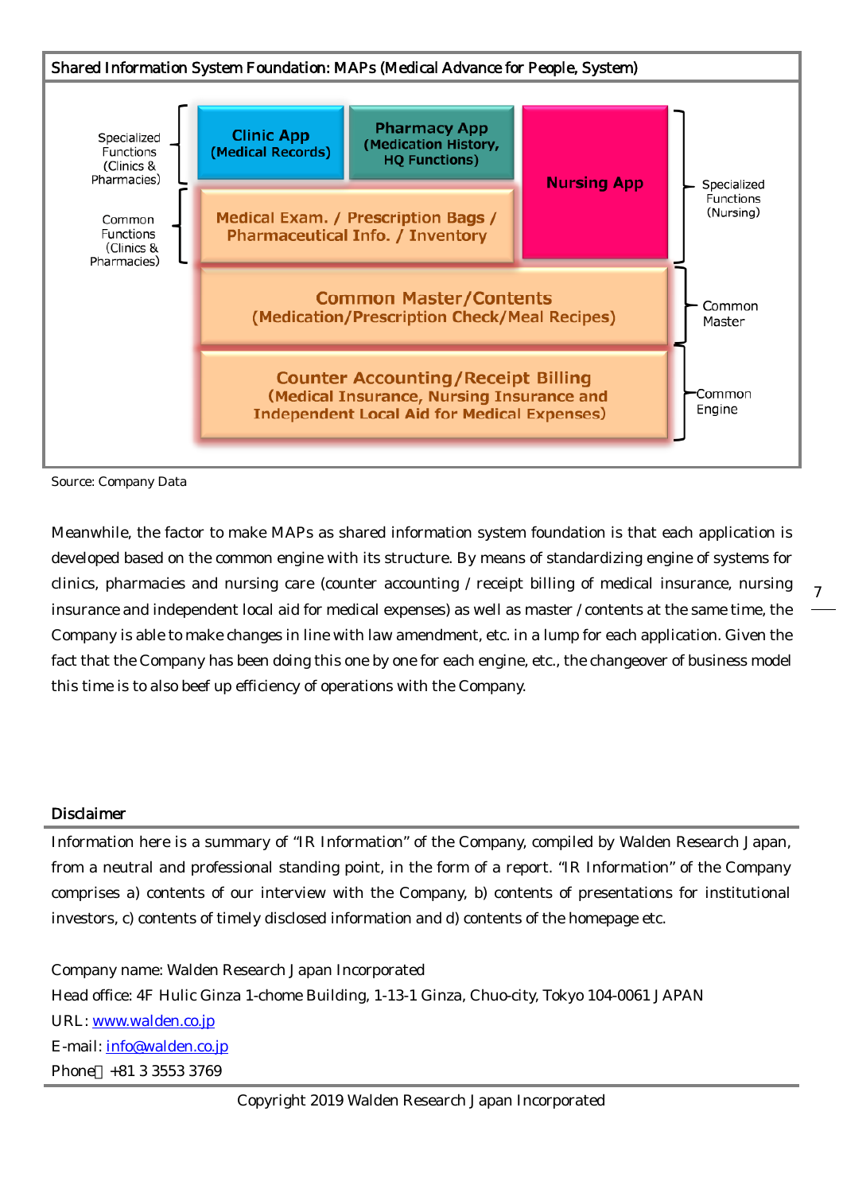Shared Information System Foundation: MAPs (Medical Advance for People, System)

Specialized Functions (Clinics & Pharmacies)

Common Functions (Clinics & Pharmacies)

Clinic App (Medical Records)

Pharmacy App (Medication History, HQ Functions)

Nursing App

Specialized Functions (Nursing)

Medical Exam. / Prescription Bags / Pharmaceutical Info. / Inventory

Common Master/Contents (Medication/Prescription Check/Meal Recipes)

Common Master

Counter Accounting/Receipt Billing (Medical Insurance, Nursing Insurance and Independent Local Aid for Medical Expenses)

Common Engine

Source: Company Data

Meanwhile, the factor to make MAPs as shared information system foundation is that each application is developed based on the common engine with its structure. By means of standardizing engine of systems for clinics, pharmacies and nursing care (counter accounting / receipt billing of medical insurance, nursing insurance and independent local aid for medical expenses) as well as master / contents at the same time, the Company is able to make changes in line with law amendment, etc. in a lump for each application. Given the fact that the Company has been doing this one by one for each engine, etc., the changeover of business model this time is to also beef up efficiency of operations with the Company.

## Disclaimer

Information here is a summary of "IR Information" of the Company, compiled by Walden Research Japan, from a neutral and professional standing point, in the form of a report. "IR Information" of the Company comprises a) contents of our interview with the Company, b) contents of presentations for institutional investors, c) contents of timely disclosed information and d) contents of the homepage etc.

Company name: Walden Research Japan Incorporated
Head office: 4F Hulic Ginza 1-chome Building, 1-13-1 Ginza, Chuo-city, Tokyo 104-0061 JAPAN
URL: www.walden.co.jp
E-mail: info@walden.co.jp
Phone：+81 3 3553 3769

Copyright 2019 Walden Research Japan Incorporated